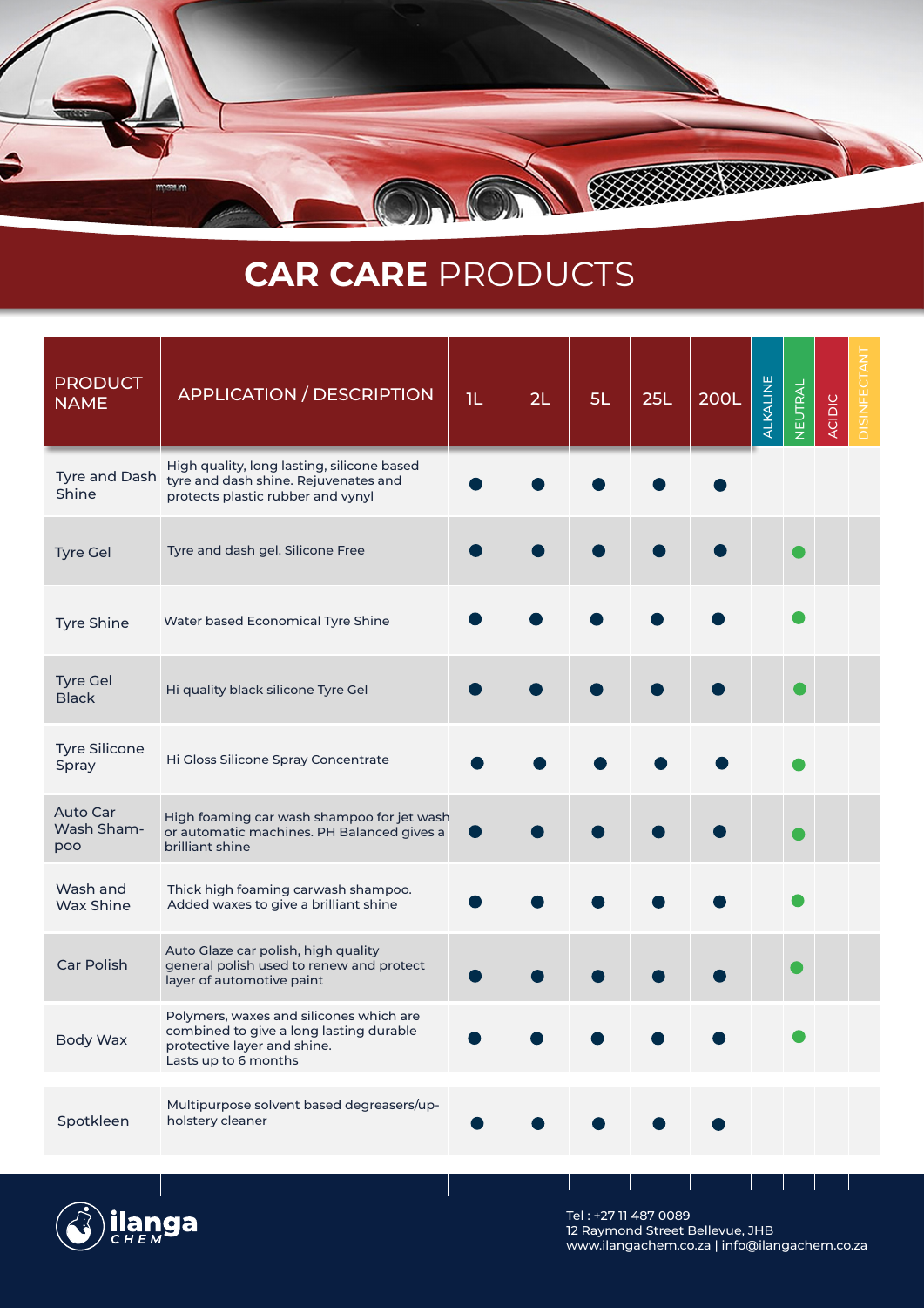# **CAR CARE** PRODUCTS

| PRODUCT NAME | APPLICATION / DESCRIPTION | 1L | 2L | 5L | 25L | 200L | ALKALINE | NEUTRAL | ACIDIC | DISINFECTANT |
|---|---|---|---|---|---|---|---|---|---|---|
| Tyre and Dash Shine | High quality, long lasting, silicone based tyre and dash shine. Rejuvenates and protects plastic rubber and vynyl | ● | ● | ● | ● | ● | | | | |
| Tyre Gel | Tyre and dash gel. Silicone Free | ● | ● | ● | ● | ● | | ● | | |
| Tyre Shine | Water based Economical Tyre Shine | ● | ● | ● | ● | ● | | ● | | |
| Tyre Gel Black | Hi quality black silicone Tyre Gel | ● | ● | ● | ● | ● | | ● | | |
| Tyre Silicone Spray | Hi Gloss Silicone Spray Concentrate | ● | ● | ● | ● | ● | | ● | | |
| Auto Car Wash Sham-poo | High foaming car wash shampoo for jet wash or automatic machines. PH Balanced gives a brilliant shine | ● | ● | ● | ● | ● | | ● | | |
| Wash and Wax Shine | Thick high foaming carwash shampoo. Added waxes to give a brilliant shine | ● | ● | ● | ● | ● | | ● | | |
| Car Polish | Auto Glaze car polish, high quality general polish used to renew and protect layer of automotive paint | ● | ● | ● | ● | ● | | ● | | |
| Body Wax | Polymers, waxes and silicones which are combined to give a long lasting durable protective layer and shine. Lasts up to 6 months | ● | ● | ● | ● | ● | | ● | | |
| Spotkleen | Multipurpose solvent based degreasers/up-holstery cleaner | ● | ● | ● | ● | ● | | | | |

ilanga CHEM

Tel : +27 11 487 0089
12 Raymond Street Bellevue, JHB
www.ilangachem.co.za | info@ilangachem.co.za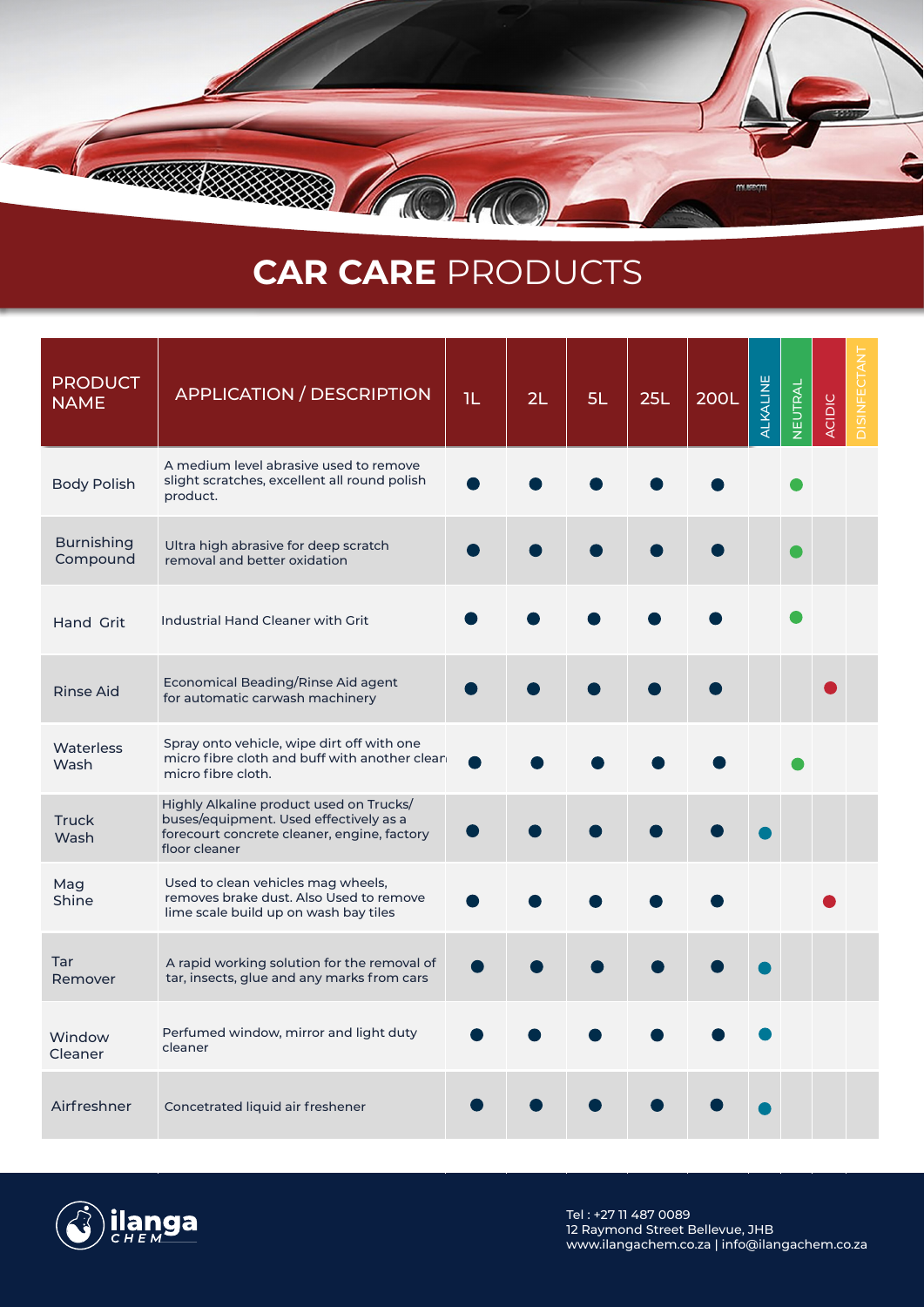# **CAR CARE** PRODUCTS

| PRODUCT NAME | APPLICATION / DESCRIPTION | 1L | 2L | 5L | 25L | 200L | ALKALINE | NEUTRAL | ACIDIC | DISINFECTANT |
|---|---|---|---|---|---|---|---|---|---|---|
| Body Polish | A medium level abrasive used to remove slight scratches, excellent all round polish product. | ● | ● | ● | ● | ● | | ● | | |
| Burnishing Compound | Ultra high abrasive for deep scratch removal and better oxidation | ● | ● | ● | ● | ● | | ● | | |
| Hand Grit | Industrial Hand Cleaner with Grit | ● | ● | ● | ● | ● | | ● | | |
| Rinse Aid | Economical Beading/Rinse Aid agent for automatic carwash machinery | ● | ● | ● | ● | ● | | | ● | |
| Waterless Wash | Spray onto vehicle, wipe dirt off with one micro fibre cloth and buff with another clean micro fibre cloth. | ● | ● | ● | ● | ● | | ● | | |
| Truck Wash | Highly Alkaline product used on Trucks/ buses/equipment. Used effectively as a forecourt concrete cleaner, engine, factory floor cleaner | ● | ● | ● | ● | ● | ● | | | |
| Mag Shine | Used to clean vehicles mag wheels, removes brake dust. Also Used to remove lime scale build up on wash bay tiles | ● | ● | ● | ● | ● | | | ● | |
| Tar Remover | A rapid working solution for the removal of tar, insects, glue and any marks from cars | ● | ● | ● | ● | ● | ● | | | |
| Window Cleaner | Perfumed window, mirror and light duty cleaner | ● | ● | ● | ● | ● | ● | | | |
| Airfreshner | Concetrated liquid air freshener | ● | ● | ● | ● | ● | ● | | | |

ilanga CHEM

Tel : +27 11 487 0089
12 Raymond Street Bellevue, JHB
www.ilangachem.co.za | info@ilangachem.co.za